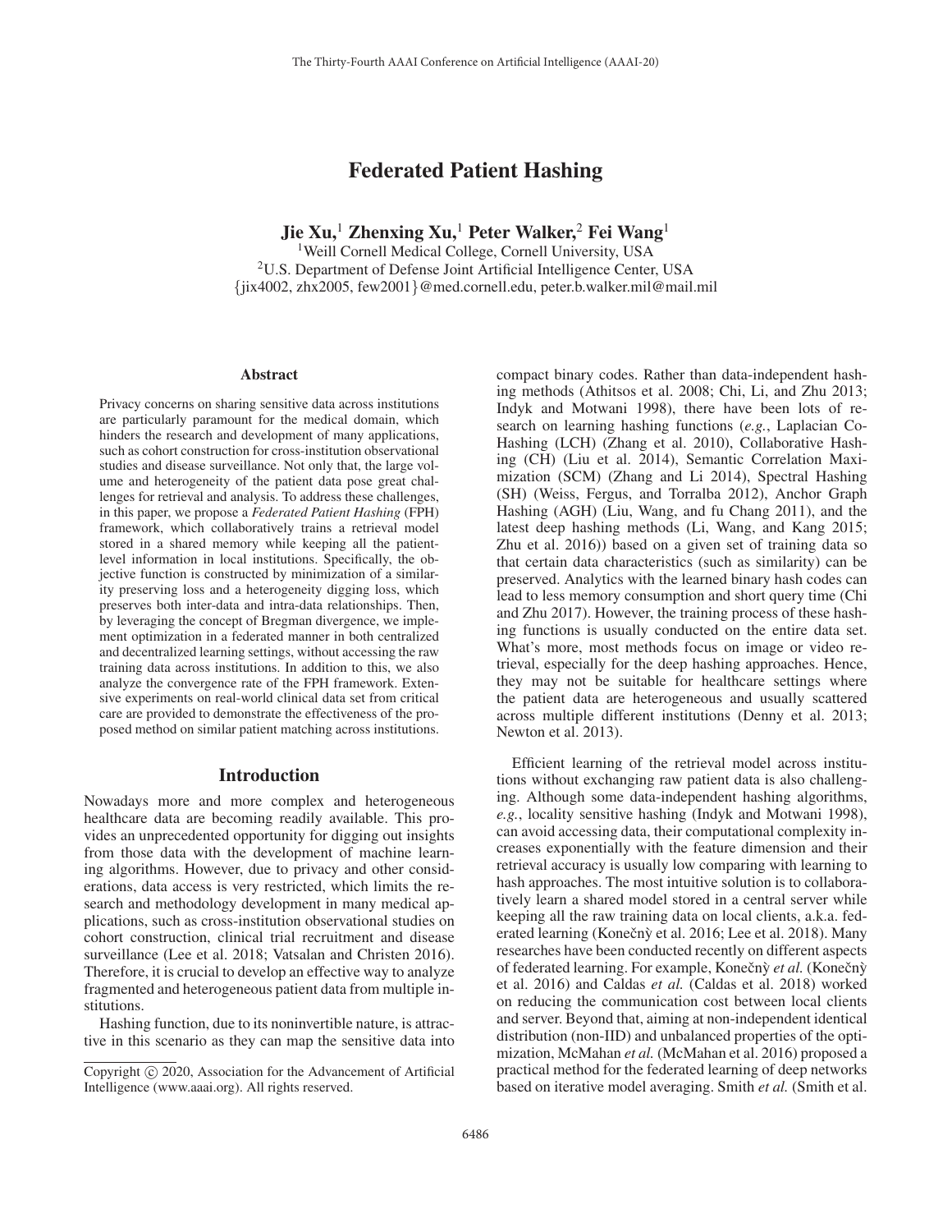# Federated Patient Hashing

**Jie Xu,[1] Zhenxing Xu,[1] Peter Walker,[2] Fei Wang[1]**

[1]Weill Cornell Medical College, Cornell University, USA
[2]U.S. Department of Defense Joint Artificial Intelligence Center, USA
{jix4002, zhx2005, few2001}@med.cornell.edu, peter.b.walker.mil@mail.mil

## Abstract

Privacy concerns on sharing sensitive data across institutions are particularly paramount for the medical domain, which hinders the research and development of many applications, such as cohort construction for cross-institution observational studies and disease surveillance. Not only that, the large volume and heterogeneity of the patient data pose great challenges for retrieval and analysis. To address these challenges, in this paper, we propose a *Federated Patient Hashing* (FPH) framework, which collaboratively trains a retrieval model stored in a shared memory while keeping all the patient-level information in local institutions. Specifically, the objective function is constructed by minimization of a similarity preserving loss and a heterogeneity digging loss, which preserves both inter-data and intra-data relationships. Then, by leveraging the concept of Bregman divergence, we implement optimization in a federated manner in both centralized and decentralized learning settings, without accessing the raw training data across institutions. In addition to this, we also analyze the convergence rate of the FPH framework. Extensive experiments on real-world clinical data set from critical care are provided to demonstrate the effectiveness of the proposed method on similar patient matching across institutions.

## Introduction

Nowadays more and more complex and heterogeneous healthcare data are becoming readily available. This provides an unprecedented opportunity for digging out insights from those data with the development of machine learning algorithms. However, due to privacy and other considerations, data access is very restricted, which limits the research and methodology development in many medical applications, such as cross-institution observational studies on cohort construction, clinical trial recruitment and disease surveillance (Lee et al. 2018; Vatsalan and Christen 2016). Therefore, it is crucial to develop an effective way to analyze fragmented and heterogeneous patient data from multiple institutions.

Hashing function, due to its noninvertible nature, is attractive in this scenario as they can map the sensitive data into compact binary codes. Rather than data-independent hashing methods (Athitsos et al. 2008; Chi, Li, and Zhu 2013; Indyk and Motwani 1998), there have been lots of research on learning hashing functions (*e.g.*, Laplacian Co-Hashing (LCH) (Zhang et al. 2010), Collaborative Hashing (CH) (Liu et al. 2014), Semantic Correlation Maximization (SCM) (Zhang and Li 2014), Spectral Hashing (SH) (Weiss, Fergus, and Torralba 2012), Anchor Graph Hashing (AGH) (Liu, Wang, and fu Chang 2011), and the latest deep hashing methods (Li, Wang, and Kang 2015; Zhu et al. 2016)) based on a given set of training data so that certain data characteristics (such as similarity) can be preserved. Analytics with the learned binary hash codes can lead to less memory consumption and short query time (Chi and Zhu 2017). However, the training process of these hashing functions is usually conducted on the entire data set. What's more, most methods focus on image or video retrieval, especially for the deep hashing approaches. Hence, they may not be suitable for healthcare settings where the patient data are heterogeneous and usually scattered across multiple different institutions (Denny et al. 2013; Newton et al. 2013).

Efficient learning of the retrieval model across institutions without exchanging raw patient data is also challenging. Although some data-independent hashing algorithms, *e.g.*, locality sensitive hashing (Indyk and Motwani 1998), can avoid accessing data, their computational complexity increases exponentially with the feature dimension and their retrieval accuracy is usually low comparing with learning to hash approaches. The most intuitive solution is to collaboratively learn a shared model stored in a central server while keeping all the raw training data on local clients, a.k.a. federated learning (Konečný et al. 2016; Lee et al. 2018). Many researches have been conducted recently on different aspects of federated learning. For example, Konečný *et al.* (Konečný et al. 2016) and Caldas *et al.* (Caldas et al. 2018) worked on reducing the communication cost between local clients and server. Beyond that, aiming at non-independent identical distribution (non-IID) and unbalanced properties of the optimization, McMahan *et al.* (McMahan et al. 2016) proposed a practical method for the federated learning of deep networks based on iterative model averaging. Smith *et al.* (Smith et al.

Copyright © 2020, Association for the Advancement of Artificial Intelligence (www.aaai.org). All rights reserved.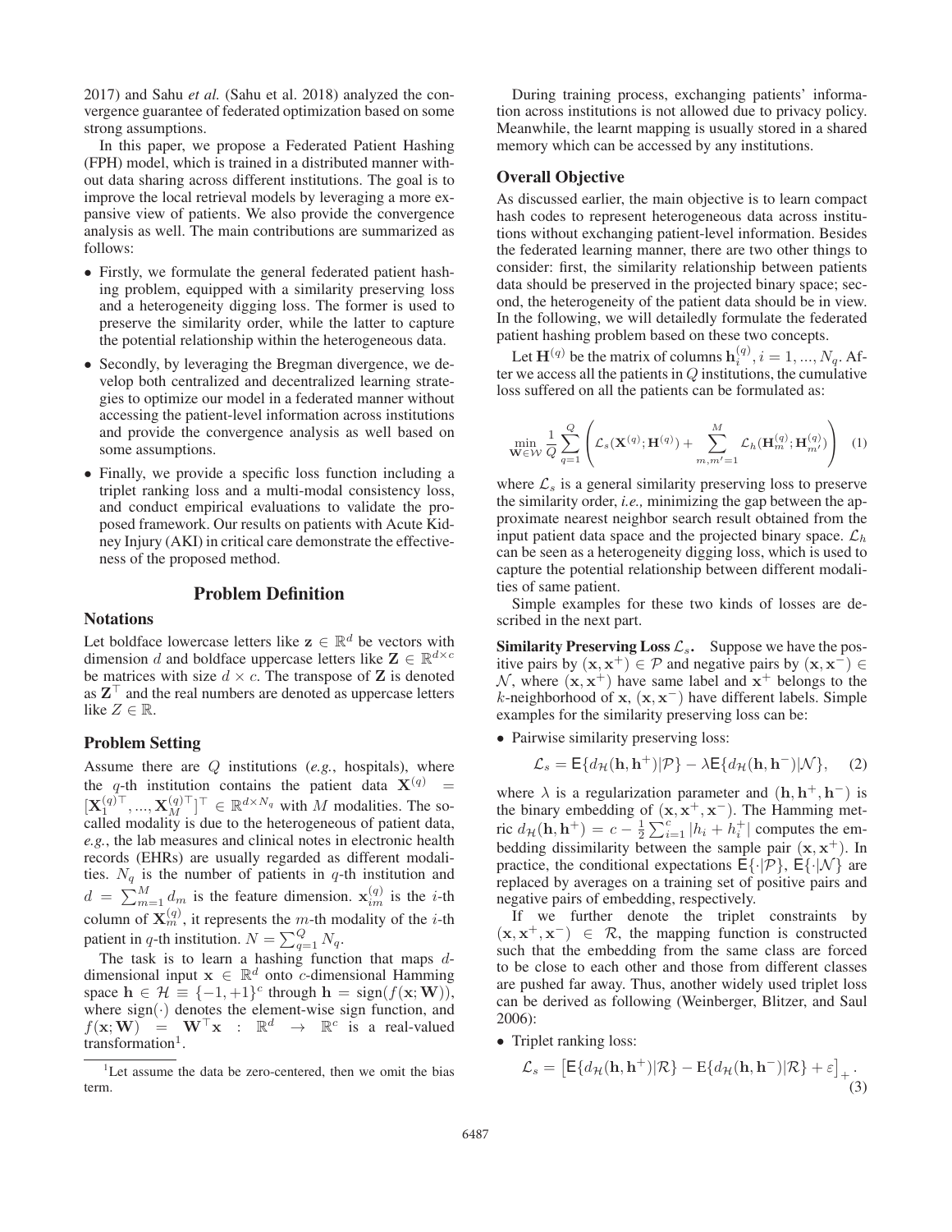2017) and Sahu *et al.* (Sahu et al. 2018) analyzed the convergence guarantee of federated optimization based on some strong assumptions.

In this paper, we propose a Federated Patient Hashing (FPH) model, which is trained in a distributed manner without data sharing across different institutions. The goal is to improve the local retrieval models by leveraging a more expansive view of patients. We also provide the convergence analysis as well. The main contributions are summarized as follows:

- Firstly, we formulate the general federated patient hashing problem, equipped with a similarity preserving loss and a heterogeneity digging loss. The former is used to preserve the similarity order, while the latter to capture the potential relationship within the heterogeneous data.
- Secondly, by leveraging the Bregman divergence, we develop both centralized and decentralized learning strategies to optimize our model in a federated manner without accessing the patient-level information across institutions and provide the convergence analysis as well based on some assumptions.
- Finally, we provide a specific loss function including a triplet ranking loss and a multi-modal consistency loss, and conduct empirical evaluations to validate the proposed framework. Our results on patients with Acute Kidney Injury (AKI) in critical care demonstrate the effectiveness of the proposed method.

# Problem Definition

## Notations

Let boldface lowercase letters like $\mathbf{z} \in \mathbb{R}^d$ be vectors with dimension $d$ and boldface uppercase letters like $\mathbf{Z} \in \mathbb{R}^{d \times c}$ be matrices with size $d \times c$. The transpose of $\mathbf{Z}$ is denoted as $\mathbf{Z}^\top$ and the real numbers are denoted as uppercase letters like $Z \in \mathbb{R}$.

## Problem Setting

Assume there are $Q$ institutions (*e.g.*, hospitals), where the $q$-th institution contains the patient data $\mathbf{X}^{(q)} = [\mathbf{X}_1^{(q)\top}, ..., \mathbf{X}_M^{(q)\top}]^\top \in \mathbb{R}^{d \times N_q}$ with $M$ modalities. The so-called modality is due to the heterogeneous of patient data, *e.g.*, the lab measures and clinical notes in electronic health records (EHRs) are usually regarded as different modalities. $N_q$ is the number of patients in $q$-th institution and $d = \sum_{m=1}^M d_m$ is the feature dimension. $\mathbf{x}_{im}^{(q)}$ is the $i$-th column of $\mathbf{X}_m^{(q)}$, it represents the $m$-th modality of the $i$-th patient in $q$-th institution. $N = \sum_{q=1}^Q N_q$.

The task is to learn a hashing function that maps $d$-dimensional input $\mathbf{x} \in \mathbb{R}^d$ onto $c$-dimensional Hamming space $\mathbf{h} \in \mathcal{H} \equiv \{-1, +1\}^c$ through $\mathbf{h} = \text{sign}(f(\mathbf{x}; \mathbf{W}))$, where $\text{sign}(\cdot)$ denotes the element-wise sign function, and $f(\mathbf{x}; \mathbf{W}) = \mathbf{W}^\top \mathbf{x} : \mathbb{R}^d \rightarrow \mathbb{R}^c$ is a real-valued transformation[1].

[1]Let assume the data be zero-centered, then we omit the bias term.

During training process, exchanging patients' information across institutions is not allowed due to privacy policy. Meanwhile, the learnt mapping is usually stored in a shared memory which can be accessed by any institutions.

## Overall Objective

As discussed earlier, the main objective is to learn compact hash codes to represent heterogeneous data across institutions without exchanging patient-level information. Besides the federated learning manner, there are two other things to consider: first, the similarity relationship between patients data should be preserved in the projected binary space; second, the heterogeneity of the patient data should be in view. In the following, we will detailedly formulate the federated patient hashing problem based on these two concepts.

Let $\mathbf{H}^{(q)}$ be the matrix of columns $\mathbf{h}_i^{(q)}, i = 1, ..., N_q$. After we access all the patients in $Q$ institutions, the cumulative loss suffered on all the patients can be formulated as:

$$\min_{\mathbf{W} \in \mathcal{W}} \frac{1}{Q} \sum_{q=1}^{Q} \left( \mathcal{L}_s(\mathbf{X}^{(q)}; \mathbf{H}^{(q)}) + \sum_{m,m'=1}^{M} \mathcal{L}_h(\mathbf{H}_m^{(q)}; \mathbf{H}_{m'}^{(q)}) \right) \quad (1)$$

where $\mathcal{L}_s$ is a general similarity preserving loss to preserve the similarity order, *i.e.,* minimizing the gap between the approximate nearest neighbor search result obtained from the input patient data space and the projected binary space. $\mathcal{L}_h$ can be seen as a heterogeneity digging loss, which is used to capture the potential relationship between different modalities of same patient.

Simple examples for these two kinds of losses are described in the next part.

**Similarity Preserving Loss $\mathcal{L}_s$.** Suppose we have the positive pairs by $(\mathbf{x}, \mathbf{x}^+) \in \mathcal{P}$ and negative pairs by $(\mathbf{x}, \mathbf{x}^-) \in \mathcal{N}$, where $(\mathbf{x}, \mathbf{x}^+)$ have same label and $\mathbf{x}^+$ belongs to the $k$-neighborhood of $\mathbf{x}$, $(\mathbf{x}, \mathbf{x}^-)$ have different labels. Simple examples for the similarity preserving loss can be:

- Pairwise similarity preserving loss:

$$\mathcal{L}_s = \mathsf{E}\{d_{\mathcal{H}}(\mathbf{h}, \mathbf{h}^+)|\mathcal{P}\} - \lambda \mathsf{E}\{d_{\mathcal{H}}(\mathbf{h}, \mathbf{h}^-)|\mathcal{N}\}, \quad (2)$$

where $\lambda$ is a regularization parameter and $(\mathbf{h}, \mathbf{h}^+, \mathbf{h}^-)$ is the binary embedding of $(\mathbf{x}, \mathbf{x}^+, \mathbf{x}^-)$. The Hamming metric $d_{\mathcal{H}}(\mathbf{h}, \mathbf{h}^+) = c - \frac{1}{2} \sum_{i=1}^c |h_i + h_i^+|$ computes the embedding dissimilarity between the sample pair $(\mathbf{x}, \mathbf{x}^+)$. In practice, the conditional expectations $\mathsf{E}\{\cdot|\mathcal{P}\}$, $\mathsf{E}\{\cdot|\mathcal{N}\}$ are replaced by averages on a training set of positive pairs and negative pairs of embedding, respectively.

If we further denote the triplet constraints by $(\mathbf{x}, \mathbf{x}^+, \mathbf{x}^-) \in \mathcal{R}$, the mapping function is constructed such that the embedding from the same class are forced to be close to each other and those from different classes are pushed far away. Thus, another widely used triplet loss can be derived as following (Weinberger, Blitzer, and Saul 2006):

- Triplet ranking loss:

$$\mathcal{L}_s = \left[ \mathsf{E}\{d_{\mathcal{H}}(\mathbf{h}, \mathbf{h}^+)|\mathcal{R}\} - \mathrm{E}\{d_{\mathcal{H}}(\mathbf{h}, \mathbf{h}^-)|\mathcal{R}\} + \varepsilon \right]_+ . \quad (3)$$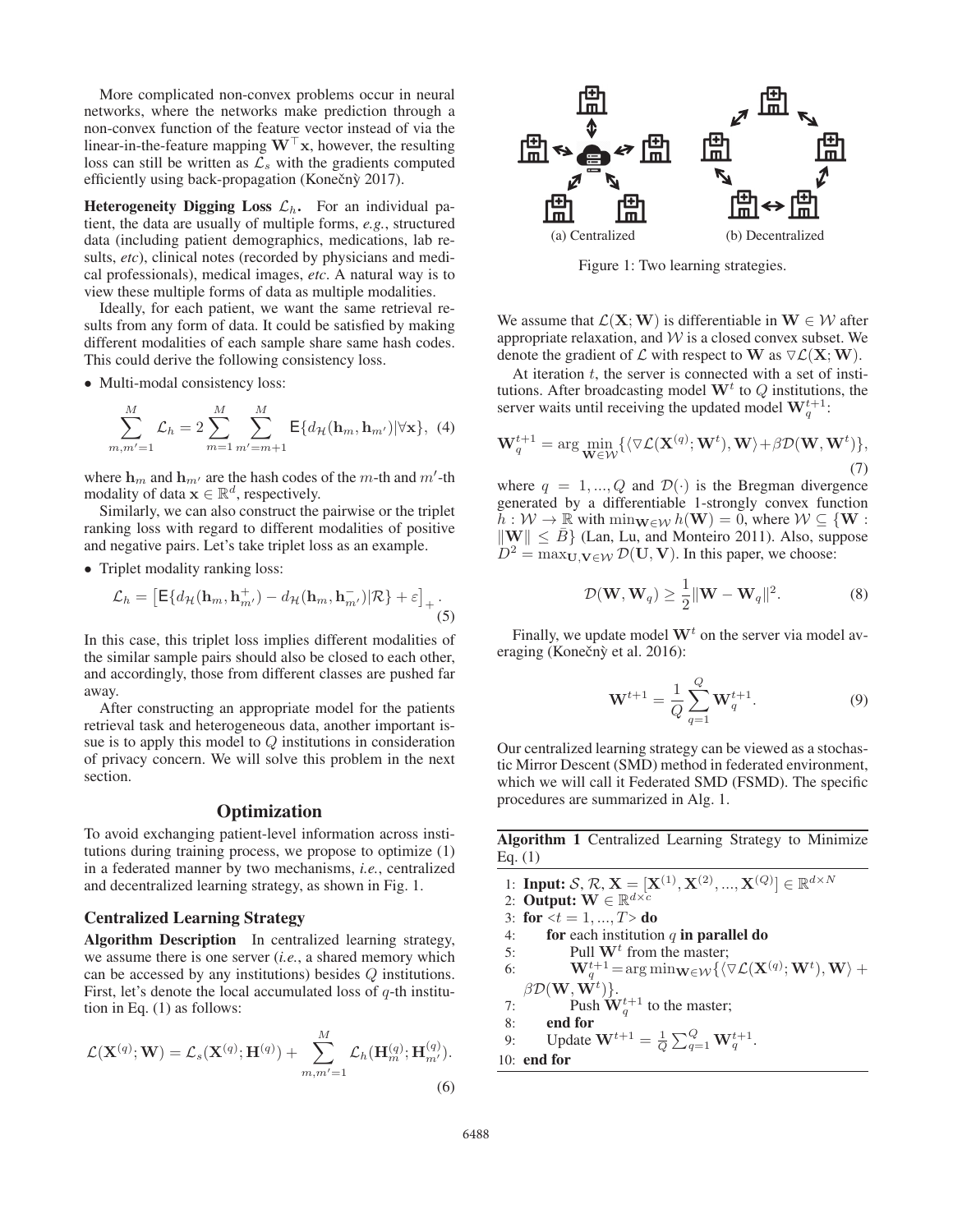More complicated non-convex problems occur in neural networks, where the networks make prediction through a non-convex function of the feature vector instead of via the linear-in-the-feature mapping $\mathbf{W}^\top \mathbf{x}$, however, the resulting loss can still be written as $\mathcal{L}_s$ with the gradients computed efficiently using back-propagation (Konečnỳ 2017).

**Heterogeneity Digging Loss $\mathcal{L}_h$.** For an individual patient, the data are usually of multiple forms, *e.g.*, structured data (including patient demographics, medications, lab results, *etc*), clinical notes (recorded by physicians and medical professionals), medical images, *etc*. A natural way is to view these multiple forms of data as multiple modalities.

Ideally, for each patient, we want the same retrieval results from any form of data. It could be satisfied by making different modalities of each sample share same hash codes. This could derive the following consistency loss.

- Multi-modal consistency loss:

$$\sum_{m,m'=1}^{M} \mathcal{L}_h = 2\sum_{m=1}^{M}\sum_{m'=m+1}^{M} \mathsf{E}\{d_{\mathcal{H}}(\mathbf{h}_m, \mathbf{h}_{m'})|\forall \mathbf{x}\}, \quad (4)$$

where $\mathbf{h}_m$ and $\mathbf{h}_{m'}$ are the hash codes of the $m$-th and $m'$-th modality of data $\mathbf{x} \in \mathbb{R}^d$, respectively.

Similarly, we can also construct the pairwise or the triplet ranking loss with regard to different modalities of positive and negative pairs. Let's take triplet loss as an example.

- Triplet modality ranking loss:

$$\mathcal{L}_h = \left[\mathsf{E}\{d_{\mathcal{H}}(\mathbf{h}_m, \mathbf{h}^+_{m'}) - d_{\mathcal{H}}(\mathbf{h}_m, \mathbf{h}^-_{m'})|\mathcal{R}\} + \varepsilon\right]_+. \quad (5)$$

In this case, this triplet loss implies different modalities of the similar sample pairs should also be closed to each other, and accordingly, those from different classes are pushed far away.

After constructing an appropriate model for the patients retrieval task and heterogeneous data, another important issue is to apply this model to $Q$ institutions in consideration of privacy concern. We will solve this problem in the next section.

## Optimization

To avoid exchanging patient-level information across institutions during training process, we propose to optimize (1) in a federated manner by two mechanisms, *i.e.*, centralized and decentralized learning strategy, as shown in Fig. 1.

### Centralized Learning Strategy

**Algorithm Description** In centralized learning strategy, we assume there is one server (*i.e.*, a shared memory which can be accessed by any institutions) besides $Q$ institutions. First, let's denote the local accumulated loss of $q$-th institution in Eq. (1) as follows:

$$\mathcal{L}(\mathbf{X}^{(q)}; \mathbf{W}) = \mathcal{L}_s(\mathbf{X}^{(q)}; \mathbf{H}^{(q)}) + \sum_{m,m'=1}^{M} \mathcal{L}_h(\mathbf{H}^{(q)}_m; \mathbf{H}^{(q)}_{m'}). \quad (6)$$

(a) Centralized (b) Decentralized

Figure 1: Two learning strategies.

We assume that $\mathcal{L}(\mathbf{X}; \mathbf{W})$ is differentiable in $\mathbf{W} \in \mathcal{W}$ after appropriate relaxation, and $\mathcal{W}$ is a closed convex subset. We denote the gradient of $\mathcal{L}$ with respect to $\mathbf{W}$ as $\triangledown\mathcal{L}(\mathbf{X}; \mathbf{W})$.

At iteration $t$, the server is connected with a set of institutions. After broadcasting model $\mathbf{W}^t$ to $Q$ institutions, the server waits until receiving the updated model $\mathbf{W}^{t+1}_q$:

$$\mathbf{W}^{t+1}_q = \arg\min_{\mathbf{W}\in\mathcal{W}} \{\langle \triangledown\mathcal{L}(\mathbf{X}^{(q)}; \mathbf{W}^t), \mathbf{W}\rangle + \beta\mathcal{D}(\mathbf{W}, \mathbf{W}^t)\}, \quad (7)$$

where $q = 1, ..., Q$ and $\mathcal{D}(\cdot)$ is the Bregman divergence generated by a differentiable 1-strongly convex function $h : \mathcal{W} \to \mathbb{R}$ with $\min_{\mathbf{W}\in\mathcal{W}} h(\mathbf{W}) = 0$, where $\mathcal{W} \subseteq \{\mathbf{W} : \|\mathbf{W}\| \leq B\}$ (Lan, Lu, and Monteiro 2011). Also, suppose $D^2 = \max_{\mathbf{U},\mathbf{V}\in\mathcal{W}} \mathcal{D}(\mathbf{U}, \mathbf{V})$. In this paper, we choose:

$$\mathcal{D}(\mathbf{W}, \mathbf{W}_q) \geq \frac{1}{2}\|\mathbf{W} - \mathbf{W}_q\|^2. \quad (8)$$

Finally, we update model $\mathbf{W}^t$ on the server via model averaging (Konečnỳ et al. 2016):

$$\mathbf{W}^{t+1} = \frac{1}{Q}\sum_{q=1}^{Q} \mathbf{W}^{t+1}_q. \quad (9)$$

Our centralized learning strategy can be viewed as a stochastic Mirror Descent (SMD) method in federated environment, which we will call it Federated SMD (FSMD). The specific procedures are summarized in Alg. 1.

**Algorithm 1** Centralized Learning Strategy to Minimize Eq. (1)

```
1: Input: S, R, X = [X^(1), X^(2), ..., X^(Q)] ∈ R^{d×N}
2: Output: W ∈ R^{d×c}
3: for <t = 1, ..., T> do
4:     for each institution q in parallel do
5:         Pull W^t from the master;
6:         W_q^{t+1} = arg min_{W∈W} {⟨∇L(X^(q); W^t), W⟩ + βD(W, W^t)}.
7:         Push W_q^{t+1} to the master;
8:     end for
9:     Update W^{t+1} = (1/Q) Σ_{q=1}^{Q} W_q^{t+1}.
10: end for
```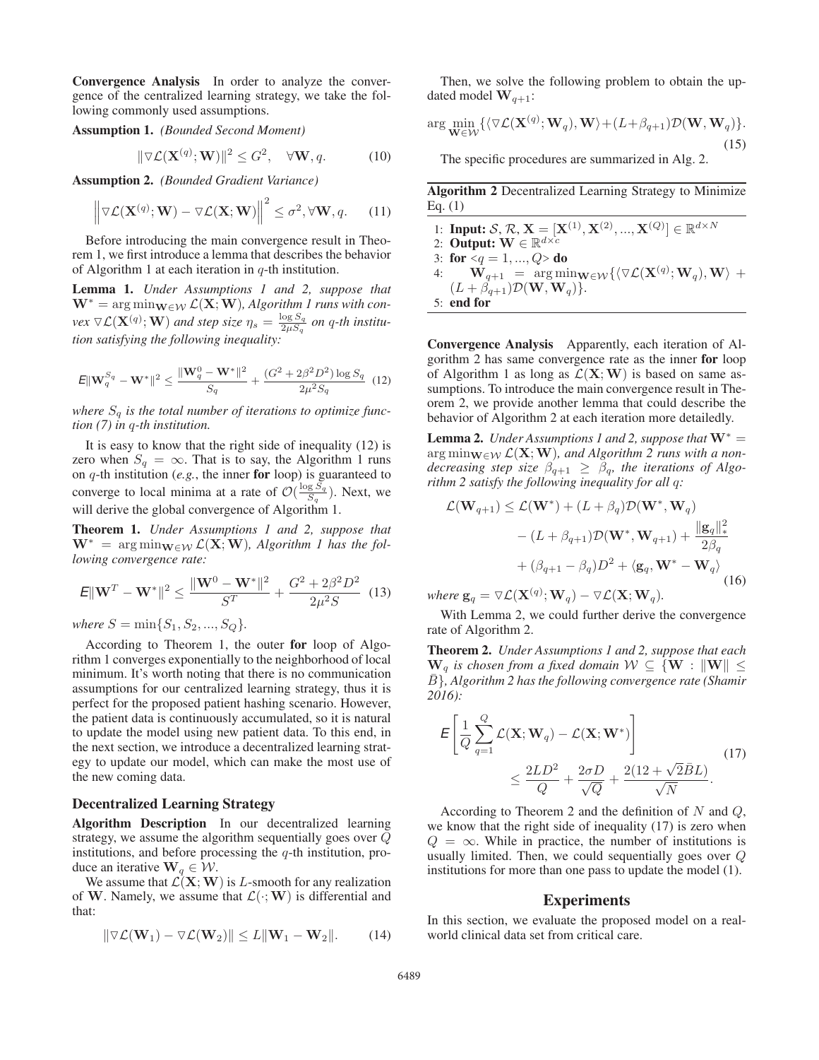**Convergence Analysis** In order to analyze the convergence of the centralized learning strategy, we take the following commonly used assumptions.

**Assumption 1.** *(Bounded Second Moment)*

$$\|\triangledown\mathcal{L}(\mathbf{X}^{(q)};\mathbf{W})\|^2 \leq G^2, \quad \forall\mathbf{W}, q. \tag{10}$$

**Assumption 2.** *(Bounded Gradient Variance)*

$$\left\|\triangledown\mathcal{L}(\mathbf{X}^{(q)};\mathbf{W}) - \triangledown\mathcal{L}(\mathbf{X};\mathbf{W})\right\|^2 \leq \sigma^2, \forall\mathbf{W}, q. \tag{11}$$

Before introducing the main convergence result in Theorem 1, we first introduce a lemma that describes the behavior of Algorithm 1 at each iteration in $q$-th institution.

**Lemma 1.** *Under Assumptions 1 and 2, suppose that $\mathbf{W}^* = \arg\min_{\mathbf{W}\in\mathcal{W}} \mathcal{L}(\mathbf{X};\mathbf{W})$, Algorithm 1 runs with convex $\triangledown\mathcal{L}(\mathbf{X}^{(q)};\mathbf{W})$ and step size $\eta_s = \frac{\log S_q}{2\mu S_q}$ on $q$-th institution satisfying the following inequality:*

$$\mathbb{E}\|\mathbf{W}_q^{S_q} - \mathbf{W}^*\|^2 \leq \frac{\|\mathbf{W}_q^0 - \mathbf{W}^*\|^2}{S_q} + \frac{(G^2 + 2\beta^2 D^2)\log S_q}{2\mu^2 S_q} \tag{12}$$

*where $S_q$ is the total number of iterations to optimize function (7) in $q$-th institution.*

It is easy to know that the right side of inequality (12) is zero when $S_q = \infty$. That is to say, the Algorithm 1 runs on $q$-th institution (*e.g.*, the inner **for** loop) is guaranteed to converge to local minima at a rate of $\mathcal{O}(\frac{\log S_q}{S_q})$. Next, we will derive the global convergence of Algorithm 1.

**Theorem 1.** *Under Assumptions 1 and 2, suppose that $\mathbf{W}^* = \arg\min_{\mathbf{W}\in\mathcal{W}} \mathcal{L}(\mathbf{X};\mathbf{W})$, Algorithm 1 has the following convergence rate:*

$$\mathbb{E}\|\mathbf{W}^T - \mathbf{W}^*\|^2 \leq \frac{\|\mathbf{W}^0 - \mathbf{W}^*\|^2}{S^T} + \frac{G^2 + 2\beta^2 D^2}{2\mu^2 S} \tag{13}$$

*where $S = \min\{S_1, S_2, ..., S_Q\}$.*

According to Theorem 1, the outer **for** loop of Algorithm 1 converges exponentially to the neighborhood of local minimum. It's worth noting that there is no communication assumptions for our centralized learning strategy, thus it is perfect for the proposed patient hashing scenario. However, the patient data is continuously accumulated, so it is natural to update the model using new patient data. To this end, in the next section, we introduce a decentralized learning strategy to update our model, which can make the most use of the new coming data.

### Decentralized Learning Strategy

**Algorithm Description** In our decentralized learning strategy, we assume the algorithm sequentially goes over $Q$ institutions, and before processing the $q$-th institution, produce an iterative $\mathbf{W}_q \in \mathcal{W}$.

We assume that $\mathcal{L}(\mathbf{X};\mathbf{W})$ is $L$-smooth for any realization of $\mathbf{W}$. Namely, we assume that $\mathcal{L}(\cdot;\mathbf{W})$ is differential and that:

$$\|\triangledown\mathcal{L}(\mathbf{W}_1) - \triangledown\mathcal{L}(\mathbf{W}_2)\| \leq L\|\mathbf{W}_1 - \mathbf{W}_2\|. \tag{14}$$

Then, we solve the following problem to obtain the updated model $\mathbf{W}_{q+1}$:

$$\arg\min_{\mathbf{W}\in\mathcal{W}} \{\langle\triangledown\mathcal{L}(\mathbf{X}^{(q)};\mathbf{W}_q), \mathbf{W}\rangle + (L+\beta_{q+1})\mathcal{D}(\mathbf{W}, \mathbf{W}_q)\}. \tag{15}$$

The specific procedures are summarized in Alg. 2.

**Algorithm 2** Decentralized Learning Strategy to Minimize Eq. (1)

1: **Input:** $\mathcal{S}$, $\mathcal{R}$, $\mathbf{X} = [\mathbf{X}^{(1)}, \mathbf{X}^{(2)}, ..., \mathbf{X}^{(Q)}] \in \mathbb{R}^{d\times N}$
2: **Output:** $\mathbf{W} \in \mathbb{R}^{d\times c}$
3: **for** $<q = 1, ..., Q>$ **do**
4: $\quad\mathbf{W}_{q+1} = \arg\min_{\mathbf{W}\in\mathcal{W}} \{\langle\triangledown\mathcal{L}(\mathbf{X}^{(q)};\mathbf{W}_q), \mathbf{W}\rangle + (L+\beta_{q+1})\mathcal{D}(\mathbf{W}, \mathbf{W}_q)\}$.
5: **end for**

**Convergence Analysis** Apparently, each iteration of Algorithm 2 has same convergence rate as the inner **for** loop of Algorithm 1 as long as $\mathcal{L}(\mathbf{X};\mathbf{W})$ is based on same assumptions. To introduce the main convergence result in Theorem 2, we provide another lemma that could describe the behavior of Algorithm 2 at each iteration more detailedly.

**Lemma 2.** *Under Assumptions 1 and 2, suppose that $\mathbf{W}^* = \arg\min_{\mathbf{W}\in\mathcal{W}} \mathcal{L}(\mathbf{X};\mathbf{W})$, and Algorithm 2 runs with a non-decreasing step size $\beta_{q+1} \geq \beta_q$, the iterations of Algorithm 2 satisfy the following inequality for all $q$:*

$$\begin{aligned}\mathcal{L}(\mathbf{W}_{q+1}) \leq \mathcal{L}(\mathbf{W}^*) &+ (L+\beta_q)\mathcal{D}(\mathbf{W}^*, \mathbf{W}_q) \\ &- (L+\beta_{q+1})\mathcal{D}(\mathbf{W}^*, \mathbf{W}_{q+1}) + \frac{\|\mathbf{g}_q\|_*^2}{2\beta_q} \\ &+ (\beta_{q+1} - \beta_q)D^2 + \langle\mathbf{g}_q, \mathbf{W}^* - \mathbf{W}_q\rangle\end{aligned} \tag{16}$$

*where $\mathbf{g}_q = \triangledown\mathcal{L}(\mathbf{X}^{(q)};\mathbf{W}_q) - \triangledown\mathcal{L}(\mathbf{X};\mathbf{W}_q)$.*

With Lemma 2, we could further derive the convergence rate of Algorithm 2.

**Theorem 2.** *Under Assumptions 1 and 2, suppose that each $\mathbf{W}_q$ is chosen from a fixed domain $\mathcal{W} \subseteq \{\mathbf{W} : \|\mathbf{W}\| \leq \bar{B}\}$, Algorithm 2 has the following convergence rate (Shamir 2016):*

$$\begin{aligned}\mathbb{E}\left[\frac{1}{Q}\sum_{q=1}^{Q}\mathcal{L}(\mathbf{X};\mathbf{W}_q) - \mathcal{L}(\mathbf{X};\mathbf{W}^*)\right] \\ \leq \frac{2LD^2}{Q} + \frac{2\sigma D}{\sqrt{Q}} + \frac{2(12+\sqrt{2}\bar{B}L)}{\sqrt{N}}.\end{aligned} \tag{17}$$

According to Theorem 2 and the definition of $N$ and $Q$, we know that the right side of inequality (17) is zero when $Q = \infty$. While in practice, the number of institutions is usually limited. Then, we could sequentially goes over $Q$ institutions for more than one pass to update the model (1).

## Experiments

In this section, we evaluate the proposed model on a real-world clinical data set from critical care.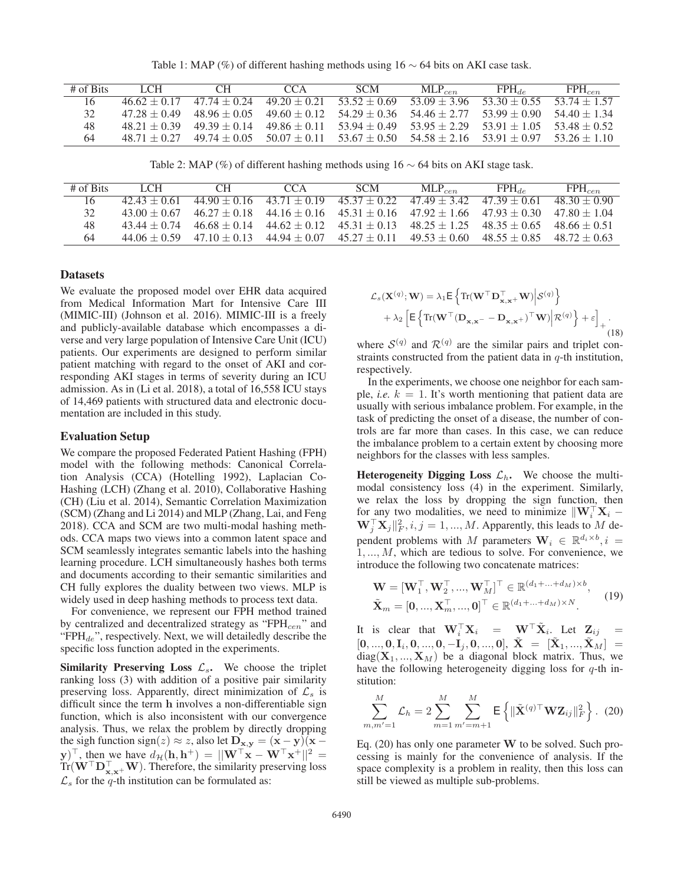Table 1: MAP (%) of different hashing methods using 16 ∼ 64 bits on AKI case task.

| # of Bits | LCH | CH | CCA | SCM | $\text{MLP}_{cen}$ | $\text{FPH}_{de}$ | $\text{FPH}_{cen}$ |
|---|---|---|---|---|---|---|---|
| 16 | 46.62 ± 0.17 | 47.74 ± 0.24 | 49.20 ± 0.21 | 53.52 ± 0.69 | 53.09 ± 3.96 | 53.30 ± 0.55 | 53.74 ± 1.57 |
| 32 | 47.28 ± 0.49 | 48.96 ± 0.05 | 49.60 ± 0.12 | 54.29 ± 0.36 | 54.46 ± 2.77 | 53.99 ± 0.90 | 54.40 ± 1.34 |
| 48 | 48.21 ± 0.39 | 49.39 ± 0.14 | 49.86 ± 0.11 | 53.94 ± 0.49 | 53.95 ± 2.29 | 53.91 ± 1.05 | 53.48 ± 0.52 |
| 64 | 48.71 ± 0.27 | 49.74 ± 0.05 | 50.07 ± 0.11 | 53.67 ± 0.50 | 54.58 ± 2.16 | 53.91 ± 0.97 | 53.26 ± 1.10 |

Table 2: MAP (%) of different hashing methods using 16 ∼ 64 bits on AKI stage task.

| # of Bits | LCH | CH | CCA | SCM | $\text{MLP}_{cen}$ | $\text{FPH}_{de}$ | $\text{FPH}_{cen}$ |
|---|---|---|---|---|---|---|---|
| 16 | 42.43 ± 0.61 | 44.90 ± 0.16 | 43.71 ± 0.19 | 45.37 ± 0.22 | 47.49 ± 3.42 | 47.39 ± 0.61 | 48.30 ± 0.90 |
| 32 | 43.00 ± 0.67 | 46.27 ± 0.18 | 44.16 ± 0.16 | 45.31 ± 0.16 | 47.92 ± 1.66 | 47.93 ± 0.30 | 47.80 ± 1.04 |
| 48 | 43.44 ± 0.74 | 46.68 ± 0.14 | 44.62 ± 0.12 | 45.31 ± 0.13 | 48.25 ± 1.25 | 48.35 ± 0.65 | 48.66 ± 0.51 |
| 64 | 44.06 ± 0.59 | 47.10 ± 0.13 | 44.94 ± 0.07 | 45.27 ± 0.11 | 49.53 ± 0.60 | 48.55 ± 0.85 | 48.72 ± 0.63 |

## Datasets

We evaluate the proposed model over EHR data acquired from Medical Information Mart for Intensive Care III (MIMIC-III) (Johnson et al. 2016). MIMIC-III is a freely and publicly-available database which encompasses a diverse and very large population of Intensive Care Unit (ICU) patients. Our experiments are designed to perform similar patient matching with regard to the onset of AKI and corresponding AKI stages in terms of severity during an ICU admission. As in (Li et al. 2018), a total of 16,558 ICU stays of 14,469 patients with structured data and electronic documentation are included in this study.

## Evaluation Setup

We compare the proposed Federated Patient Hashing (FPH) model with the following methods: Canonical Correlation Analysis (CCA) (Hotelling 1992), Laplacian Co-Hashing (LCH) (Zhang et al. 2010), Collaborative Hashing (CH) (Liu et al. 2014), Semantic Correlation Maximization (SCM) (Zhang and Li 2014) and MLP (Zhang, Lai, and Feng 2018). CCA and SCM are two multi-modal hashing methods. CCA maps two views into a common latent space and SCM seamlessly integrates semantic labels into the hashing learning procedure. LCH simultaneously hashes both terms and documents according to their semantic similarities and CH fully explores the duality between two views. MLP is widely used in deep hashing methods to process text data.

For convenience, we represent our FPH method trained by centralized and decentralized strategy as "$\text{FPH}_{cen}$" and "$\text{FPH}_{de}$", respectively. Next, we will detailedly describe the specific loss function adopted in the experiments.

**Similarity Preserving Loss $\mathcal{L}_s$.** We choose the triplet ranking loss (3) with addition of a positive pair similarity preserving loss. Apparently, direct minimization of $\mathcal{L}_s$ is difficult since the term $\mathbf{h}$ involves a non-differentiable sign function, which is also inconsistent with our convergence analysis. Thus, we relax the problem by directly dropping the sigh function $\text{sign}(z) \approx z$, also let $\mathbf{D}_{\mathbf{x},\mathbf{y}} = (\mathbf{x}-\mathbf{y})(\mathbf{x}-\mathbf{y})^\top$, then we have $d_{\mathcal{H}}(\mathbf{h}, \mathbf{h}^+) = ||\mathbf{W}^\top\mathbf{x} - \mathbf{W}^\top\mathbf{x}^+||^2 = \text{Tr}(\mathbf{W}^\top\mathbf{D}_{\mathbf{x},\mathbf{x}^+}^\top\mathbf{W})$. Therefore, the similarity preserving loss $\mathcal{L}_s$ for the $q$-th institution can be formulated as:

$$\mathcal{L}_s(\mathbf{X}^{(q)}; \mathbf{W}) = \lambda_1 \mathsf{E}\left\{\text{Tr}(\mathbf{W}^\top\mathbf{D}_{\mathbf{x},\mathbf{x}^+}^\top\mathbf{W})\Big|\mathcal{S}^{(q)}\right\} + \lambda_2\left[\mathsf{E}\left\{\text{Tr}(\mathbf{W}^\top(\mathbf{D}_{\mathbf{x},\mathbf{x}^-} - \mathbf{D}_{\mathbf{x},\mathbf{x}^+})^\top\mathbf{W})\Big|\mathcal{R}^{(q)}\right\} + \varepsilon\right]_+. \tag{18}$$

where $\mathcal{S}^{(q)}$ and $\mathcal{R}^{(q)}$ are the similar pairs and triplet constraints constructed from the patient data in $q$-th institution, respectively.

In the experiments, we choose one neighbor for each sample, *i.e.* $k = 1$. It's worth mentioning that patient data are usually with serious imbalance problem. For example, in the task of predicting the onset of a disease, the number of controls are far more than cases. In this case, we can reduce the imbalance problem to a certain extent by choosing more neighbors for the classes with less samples.

**Heterogeneity Digging Loss $\mathcal{L}_h$.** We choose the multi-modal consistency loss (4) in the experiment. Similarly, we relax the loss by dropping the sign function, then for any two modalities, we need to minimize $\|\mathbf{W}_i^\top\mathbf{X}_i - \mathbf{W}_j^\top\mathbf{X}_j\|_F^2, i, j = 1, ..., M$. Apparently, this leads to $M$ dependent problems with $M$ parameters $\mathbf{W}_i \in \mathbb{R}^{d_i \times b}, i = 1, ..., M$, which are tedious to solve. For convenience, we introduce the following two concatenate matrices:

$$\begin{aligned}\mathbf{W} &= [\mathbf{W}_1^\top, \mathbf{W}_2^\top, ..., \mathbf{W}_M^\top]^\top \in \mathbb{R}^{(d_1+...+d_M)\times b}, \\ \tilde{\mathbf{X}}_m &= [\mathbf{0}, ..., \mathbf{X}_m^\top, ..., \mathbf{0}]^\top \in \mathbb{R}^{(d_1+...+d_M)\times N}.\end{aligned} \tag{19}$$

It is clear that $\mathbf{W}_i^\top\mathbf{X}_i = \mathbf{W}^\top\tilde{\mathbf{X}}_i$. Let $\mathbf{Z}_{ij} = [\mathbf{0}, ..., \mathbf{0}, \mathbf{I}_i, \mathbf{0}, ..., \mathbf{0}, -\mathbf{I}_j, \mathbf{0}, ..., \mathbf{0}]$, $\tilde{\mathbf{X}} = [\tilde{\mathbf{X}}_1, ..., \tilde{\mathbf{X}}_M] = \text{diag}(\mathbf{X}_1, ..., \mathbf{X}_M)$ be a diagonal block matrix. Thus, we have the following heterogeneity digging loss for $q$-th institution:

$$\sum_{m,m'=1}^{M} \mathcal{L}_h = 2\sum_{m=1}^{M}\sum_{m'=m+1}^{M} \mathsf{E}\left\{\|\tilde{\mathbf{X}}^{(q)\top}\mathbf{W}\mathbf{Z}_{ij}\|_F^2\right\}. \tag{20}$$

Eq. (20) has only one parameter $\mathbf{W}$ to be solved. Such processing is mainly for the convenience of analysis. If the space complexity is a problem in reality, then this loss can still be viewed as multiple sub-problems.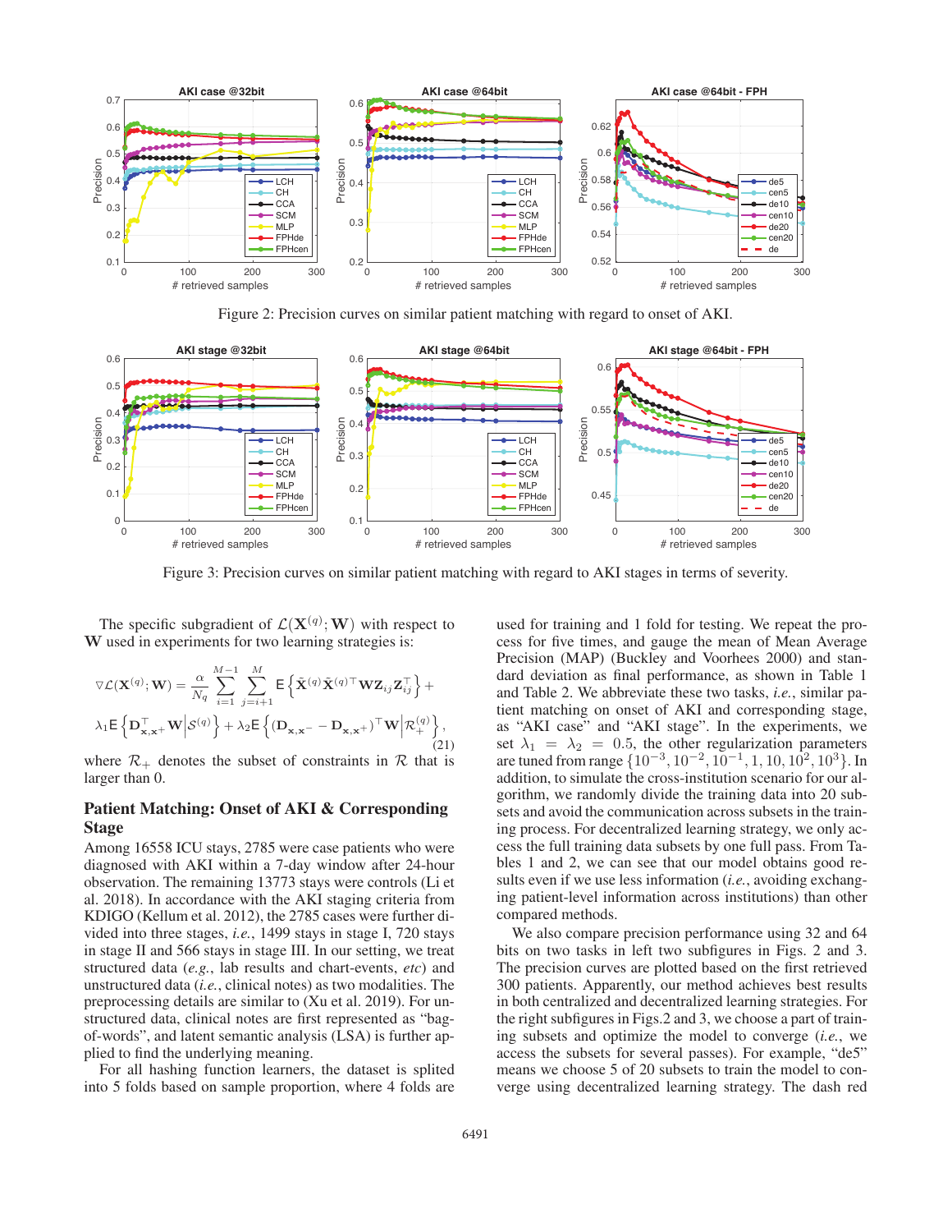Figure 2: Precision curves on similar patient matching with regard to onset of AKI.

Figure 3: Precision curves on similar patient matching with regard to AKI stages in terms of severity.

The specific subgradient of $\mathcal{L}(\mathbf{X}^{(q)}; \mathbf{W})$ with respect to $\mathbf{W}$ used in experiments for two learning strategies is:

$$\triangledown \mathcal{L}(\mathbf{X}^{(q)}; \mathbf{W}) = \frac{\alpha}{N_q} \sum_{i=1}^{M-1} \sum_{j=i+1}^{M} \mathsf{E}\left\{ \tilde{\mathbf{X}}^{(q)} \tilde{\mathbf{X}}^{(q)\top} \mathbf{W} \mathbf{Z}_{ij} \mathbf{Z}_{ij}^{\top} \right\} +$$
$$\lambda_1 \mathsf{E}\left\{ \mathbf{D}_{\mathbf{x},\mathbf{x}^+}^{\top} \mathbf{W} \Big| \mathcal{S}^{(q)} \right\} + \lambda_2 \mathsf{E}\left\{ (\mathbf{D}_{\mathbf{x},\mathbf{x}^-} - \mathbf{D}_{\mathbf{x},\mathbf{x}^+})^{\top} \mathbf{W} \Big| \mathcal{R}_{+}^{(q)} \right\}, \tag{21}$$

where $\mathcal{R}_+$ denotes the subset of constraints in $\mathcal{R}$ that is larger than 0.

## Patient Matching: Onset of AKI & Corresponding Stage

Among 16558 ICU stays, 2785 were case patients who were diagnosed with AKI within a 7-day window after 24-hour observation. The remaining 13773 stays were controls (Li et al. 2018). In accordance with the AKI staging criteria from KDIGO (Kellum et al. 2012), the 2785 cases were further divided into three stages, *i.e.*, 1499 stays in stage I, 720 stays in stage II and 566 stays in stage III. In our setting, we treat structured data (*e.g.*, lab results and chart-events, *etc*) and unstructured data (*i.e.*, clinical notes) as two modalities. The preprocessing details are similar to (Xu et al. 2019). For unstructured data, clinical notes are first represented as "bag-of-words", and latent semantic analysis (LSA) is further applied to find the underlying meaning.

For all hashing function learners, the dataset is splited into 5 folds based on sample proportion, where 4 folds are used for training and 1 fold for testing. We repeat the process for five times, and gauge the mean of Mean Average Precision (MAP) (Buckley and Voorhees 2000) and standard deviation as final performance, as shown in Table 1 and Table 2. We abbreviate these two tasks, *i.e.*, similar patient matching on onset of AKI and corresponding stage, as "AKI case" and "AKI stage". In the experiments, we set $\lambda_1 = \lambda_2 = 0.5$, the other regularization parameters are tuned from range $\{10^{-3}, 10^{-2}, 10^{-1}, 1, 10, 10^2, 10^3\}$. In addition, to simulate the cross-institution scenario for our algorithm, we randomly divide the training data into 20 subsets and avoid the communication across subsets in the training process. For decentralized learning strategy, we only access the full training data subsets by one full pass. From Tables 1 and 2, we can see that our model obtains good results even if we use less information (*i.e.*, avoiding exchanging patient-level information across institutions) than other compared methods.

We also compare precision performance using 32 and 64 bits on two tasks in left two subfigures in Figs. 2 and 3. The precision curves are plotted based on the first retrieved 300 patients. Apparently, our method achieves best results in both centralized and decentralized learning strategies. For the right subfigures in Figs.2 and 3, we choose a part of training subsets and optimize the model to converge (*i.e.*, we access the subsets for several passes). For example, "de5" means we choose 5 of 20 subsets to train the model to converge using decentralized learning strategy. The dash red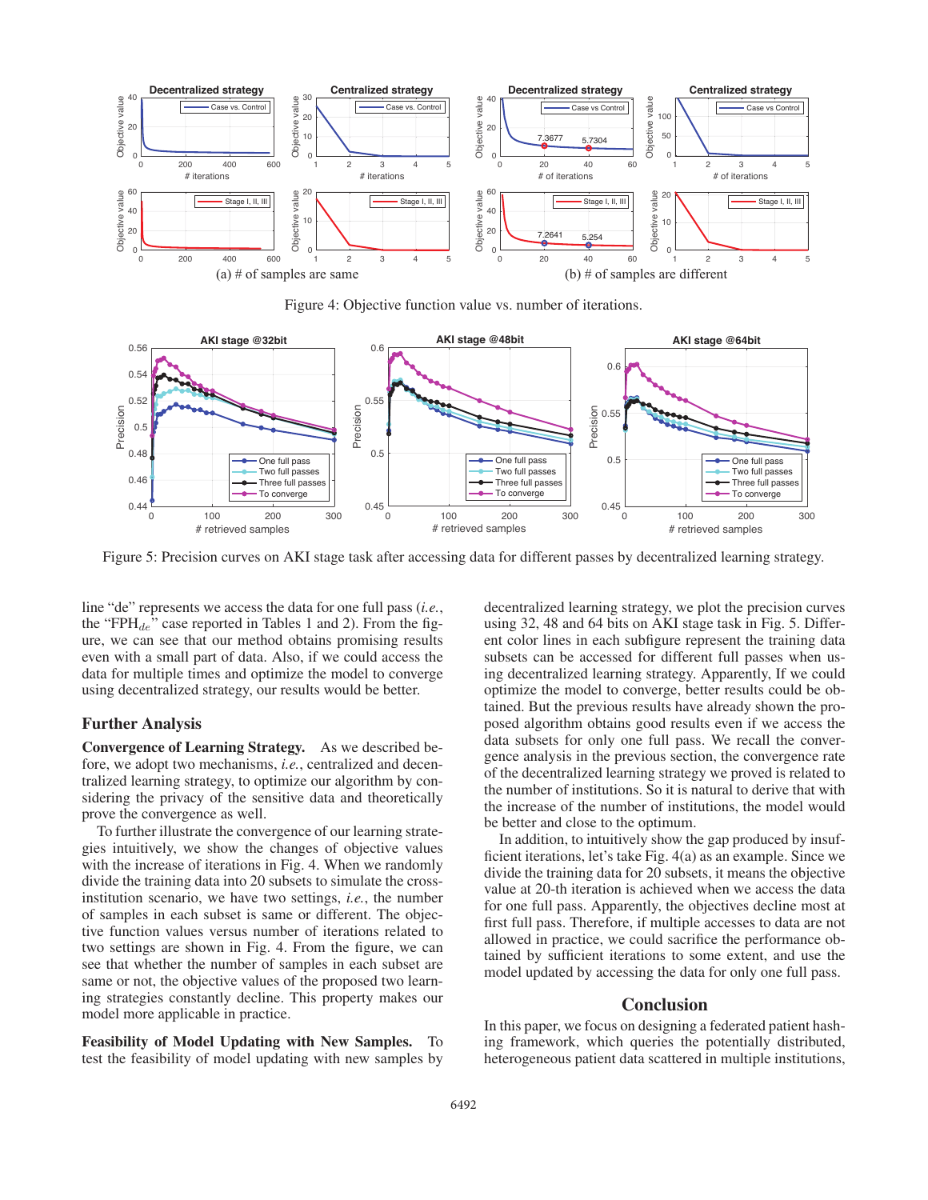Figure 4: Objective function value vs. number of iterations.

Figure 5: Precision curves on AKI stage task after accessing data for different passes by decentralized learning strategy.

line "de" represents we access the data for one full pass (*i.e.*, the "$\text{FPH}_{de}$" case reported in Tables 1 and 2). From the figure, we can see that our method obtains promising results even with a small part of data. Also, if we could access the data for multiple times and optimize the model to converge using decentralized strategy, our results would be better.

## Further Analysis

**Convergence of Learning Strategy.** As we described before, we adopt two mechanisms, *i.e.*, centralized and decentralized learning strategy, to optimize our algorithm by considering the privacy of the sensitive data and theoretically prove the convergence as well.

To further illustrate the convergence of our learning strategies intuitively, we show the changes of objective values with the increase of iterations in Fig. 4. When we randomly divide the training data into 20 subsets to simulate the cross-institution scenario, we have two settings, *i.e.*, the number of samples in each subset is same or different. The objective function values versus number of iterations related to two settings are shown in Fig. 4. From the figure, we can see that whether the number of samples in each subset are same or not, the objective values of the proposed two learning strategies constantly decline. This property makes our model more applicable in practice.

**Feasibility of Model Updating with New Samples.** To test the feasibility of model updating with new samples by decentralized learning strategy, we plot the precision curves using 32, 48 and 64 bits on AKI stage task in Fig. 5. Different color lines in each subfigure represent the training data subsets can be accessed for different full passes when using decentralized learning strategy. Apparently, If we could optimize the model to converge, better results could be obtained. But the previous results have already shown the proposed algorithm obtains good results even if we access the data subsets for only one full pass. We recall the convergence analysis in the previous section, the convergence rate of the decentralized learning strategy we proved is related to the number of institutions. So it is natural to derive that with the increase of the number of institutions, the model would be better and close to the optimum.

In addition, to intuitively show the gap produced by insufficient iterations, let's take Fig. 4(a) as an example. Since we divide the training data for 20 subsets, it means the objective value at 20-th iteration is achieved when we access the data for one full pass. Apparently, the objectives decline most at first full pass. Therefore, if multiple accesses to data are not allowed in practice, we could sacrifice the performance obtained by sufficient iterations to some extent, and use the model updated by accessing the data for only one full pass.

## Conclusion

In this paper, we focus on designing a federated patient hashing framework, which queries the potentially distributed, heterogeneous patient data scattered in multiple institutions,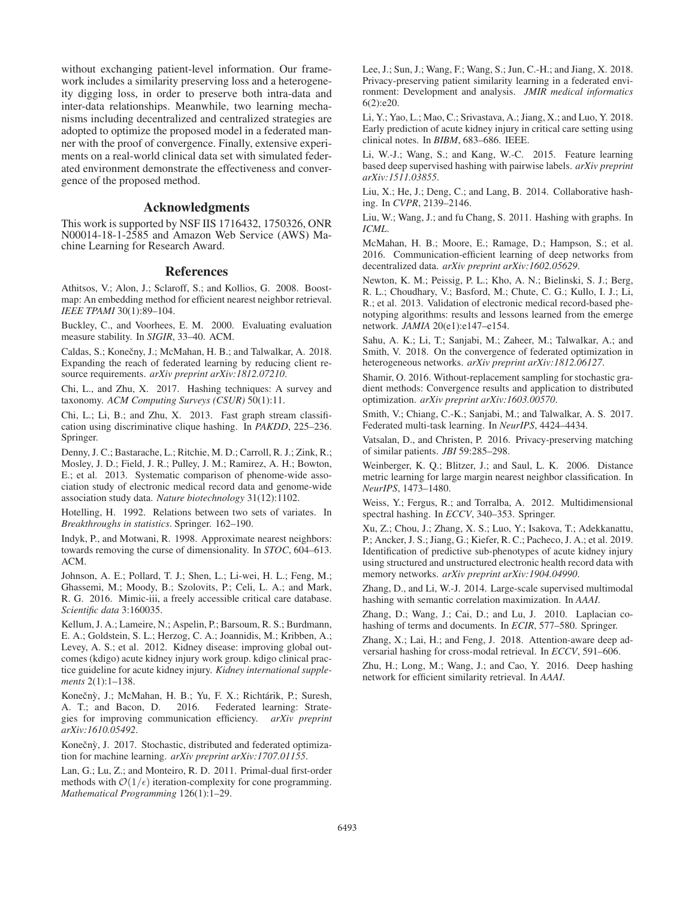without exchanging patient-level information. Our framework includes a similarity preserving loss and a heterogeneity digging loss, in order to preserve both intra-data and inter-data relationships. Meanwhile, two learning mechanisms including decentralized and centralized strategies are adopted to optimize the proposed model in a federated manner with the proof of convergence. Finally, extensive experiments on a real-world clinical data set with simulated federated environment demonstrate the effectiveness and convergence of the proposed method.

## Acknowledgments

This work is supported by NSF IIS 1716432, 1750326, ONR N00014-18-1-2585 and Amazon Web Service (AWS) Machine Learning for Research Award.

## References

Athitsos, V.; Alon, J.; Sclaroff, S.; and Kollios, G. 2008. Boostmap: An embedding method for efficient nearest neighbor retrieval. *IEEE TPAMI* 30(1):89–104.

Buckley, C., and Voorhees, E. M. 2000. Evaluating evaluation measure stability. In *SIGIR*, 33–40. ACM.

Caldas, S.; Konečny, J.; McMahan, H. B.; and Talwalkar, A. 2018. Expanding the reach of federated learning by reducing client resource requirements. *arXiv preprint arXiv:1812.07210*.

Chi, L., and Zhu, X. 2017. Hashing techniques: A survey and taxonomy. *ACM Computing Surveys (CSUR)* 50(1):11.

Chi, L.; Li, B.; and Zhu, X. 2013. Fast graph stream classification using discriminative clique hashing. In *PAKDD*, 225–236. Springer.

Denny, J. C.; Bastarache, L.; Ritchie, M. D.; Carroll, R. J.; Zink, R.; Mosley, J. D.; Field, J. R.; Pulley, J. M.; Ramirez, A. H.; Bowton, E.; et al. 2013. Systematic comparison of phenome-wide association study of electronic medical record data and genome-wide association study data. *Nature biotechnology* 31(12):1102.

Hotelling, H. 1992. Relations between two sets of variates. In *Breakthroughs in statistics*. Springer. 162–190.

Indyk, P., and Motwani, R. 1998. Approximate nearest neighbors: towards removing the curse of dimensionality. In *STOC*, 604–613. ACM.

Johnson, A. E.; Pollard, T. J.; Shen, L.; Li-wei, H. L.; Feng, M.; Ghassemi, M.; Moody, B.; Szolovits, P.; Celi, L. A.; and Mark, R. G. 2016. Mimic-iii, a freely accessible critical care database. *Scientific data* 3:160035.

Kellum, J. A.; Lameire, N.; Aspelin, P.; Barsoum, R. S.; Burdmann, E. A.; Goldstein, S. L.; Herzog, C. A.; Joannidis, M.; Kribben, A.; Levey, A. S.; et al. 2012. Kidney disease: improving global outcomes (kdigo) acute kidney injury work group. kdigo clinical practice guideline for acute kidney injury. *Kidney international supplements* 2(1):1–138.

Konečnỳ, J.; McMahan, H. B.; Yu, F. X.; Richtárik, P.; Suresh, A. T.; and Bacon, D. 2016. Federated learning: Strategies for improving communication efficiency. *arXiv preprint arXiv:1610.05492*.

Konečnỳ, J. 2017. Stochastic, distributed and federated optimization for machine learning. *arXiv preprint arXiv:1707.01155*.

Lan, G.; Lu, Z.; and Monteiro, R. D. 2011. Primal-dual first-order methods with $\mathcal{O}(1/\epsilon)$ iteration-complexity for cone programming. *Mathematical Programming* 126(1):1–29.

Lee, J.; Sun, J.; Wang, F.; Wang, S.; Jun, C.-H.; and Jiang, X. 2018. Privacy-preserving patient similarity learning in a federated environment: Development and analysis. *JMIR medical informatics* 6(2):e20.

Li, Y.; Yao, L.; Mao, C.; Srivastava, A.; Jiang, X.; and Luo, Y. 2018. Early prediction of acute kidney injury in critical care setting using clinical notes. In *BIBM*, 683–686. IEEE.

Li, W.-J.; Wang, S.; and Kang, W.-C. 2015. Feature learning based deep supervised hashing with pairwise labels. *arXiv preprint arXiv:1511.03855*.

Liu, X.; He, J.; Deng, C.; and Lang, B. 2014. Collaborative hashing. In *CVPR*, 2139–2146.

Liu, W.; Wang, J.; and fu Chang, S. 2011. Hashing with graphs. In *ICML*.

McMahan, H. B.; Moore, E.; Ramage, D.; Hampson, S.; et al. 2016. Communication-efficient learning of deep networks from decentralized data. *arXiv preprint arXiv:1602.05629*.

Newton, K. M.; Peissig, P. L.; Kho, A. N.; Bielinski, S. J.; Berg, R. L.; Choudhary, V.; Basford, M.; Chute, C. G.; Kullo, I. J.; Li, R.; et al. 2013. Validation of electronic medical record-based phenotyping algorithms: results and lessons learned from the emerge network. *JAMIA* 20(e1):e147–e154.

Sahu, A. K.; Li, T.; Sanjabi, M.; Zaheer, M.; Talwalkar, A.; and Smith, V. 2018. On the convergence of federated optimization in heterogeneous networks. *arXiv preprint arXiv:1812.06127*.

Shamir, O. 2016. Without-replacement sampling for stochastic gradient methods: Convergence results and application to distributed optimization. *arXiv preprint arXiv:1603.00570*.

Smith, V.; Chiang, C.-K.; Sanjabi, M.; and Talwalkar, A. S. 2017. Federated multi-task learning. In *NeurIPS*, 4424–4434.

Vatsalan, D., and Christen, P. 2016. Privacy-preserving matching of similar patients. *JBI* 59:285–298.

Weinberger, K. Q.; Blitzer, J.; and Saul, L. K. 2006. Distance metric learning for large margin nearest neighbor classification. In *NeurIPS*, 1473–1480.

Weiss, Y.; Fergus, R.; and Torralba, A. 2012. Multidimensional spectral hashing. In *ECCV*, 340–353. Springer.

Xu, Z.; Chou, J.; Zhang, X. S.; Luo, Y.; Isakova, T.; Adekkanattu, P.; Ancker, J. S.; Jiang, G.; Kiefer, R. C.; Pacheco, J. A.; et al. 2019. Identification of predictive sub-phenotypes of acute kidney injury using structured and unstructured electronic health record data with memory networks. *arXiv preprint arXiv:1904.04990*.

Zhang, D., and Li, W.-J. 2014. Large-scale supervised multimodal hashing with semantic correlation maximization. In *AAAI*.

Zhang, D.; Wang, J.; Cai, D.; and Lu, J. 2010. Laplacian co-hashing of terms and documents. In *ECIR*, 577–580. Springer.

Zhang, X.; Lai, H.; and Feng, J. 2018. Attention-aware deep adversarial hashing for cross-modal retrieval. In *ECCV*, 591–606.

Zhu, H.; Long, M.; Wang, J.; and Cao, Y. 2016. Deep hashing network for efficient similarity retrieval. In *AAAI*.